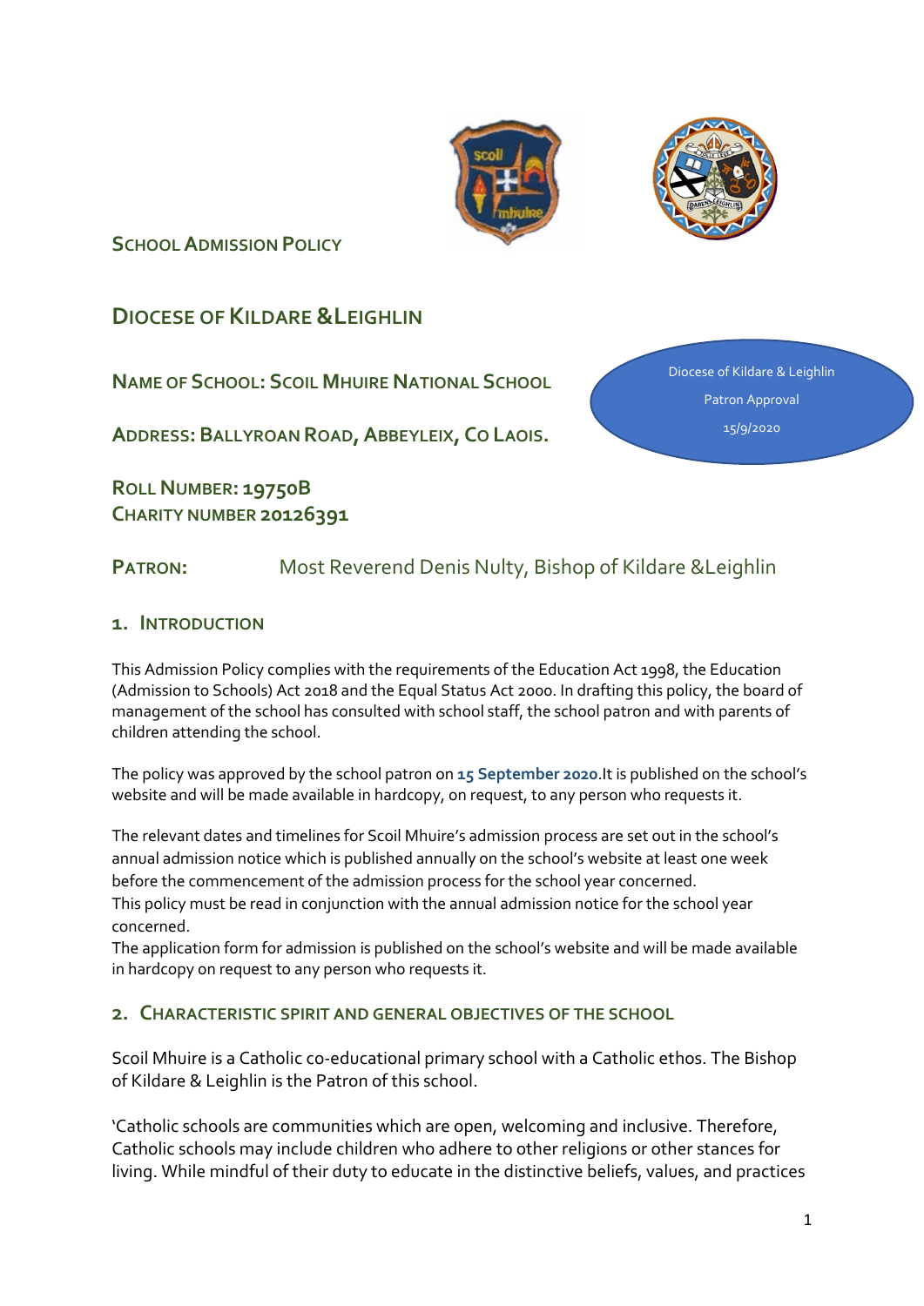# School Admission Policy

## Diocese of Kildare & Leighlin

Diocese of Kildare & Leighlin
Patron Approval
15/9/2020

**Name of School: Scoil Mhuire National School**

**Address: Ballyroan Road, Abbeyleix, Co Laois.**

**Roll Number: 19750B**
**Charity Number 20126391**

**Patron:** Most Reverend Denis Nulty, Bishop of Kildare &Leighlin

## 1. Introduction

This Admission Policy complies with the requirements of the Education Act 1998, the Education (Admission to Schools) Act 2018 and the Equal Status Act 2000. In drafting this policy, the board of management of the school has consulted with school staff, the school patron and with parents of children attending the school.

The policy was approved by the school patron on **15 September 2020**.It is published on the school's website and will be made available in hardcopy, on request, to any person who requests it.

The relevant dates and timelines for Scoil Mhuire's admission process are set out in the school's annual admission notice which is published annually on the school's website at least one week before the commencement of the admission process for the school year concerned.
This policy must be read in conjunction with the annual admission notice for the school year concerned.
The application form for admission is published on the school's website and will be made available in hardcopy on request to any person who requests it.

## 2. Characteristic Spirit and General Objectives of the School

Scoil Mhuire is a Catholic co-educational primary school with a Catholic ethos. The Bishop of Kildare & Leighlin is the Patron of this school.

'Catholic schools are communities which are open, welcoming and inclusive. Therefore, Catholic schools may include children who adhere to other religions or other stances for living. While mindful of their duty to educate in the distinctive beliefs, values, and practices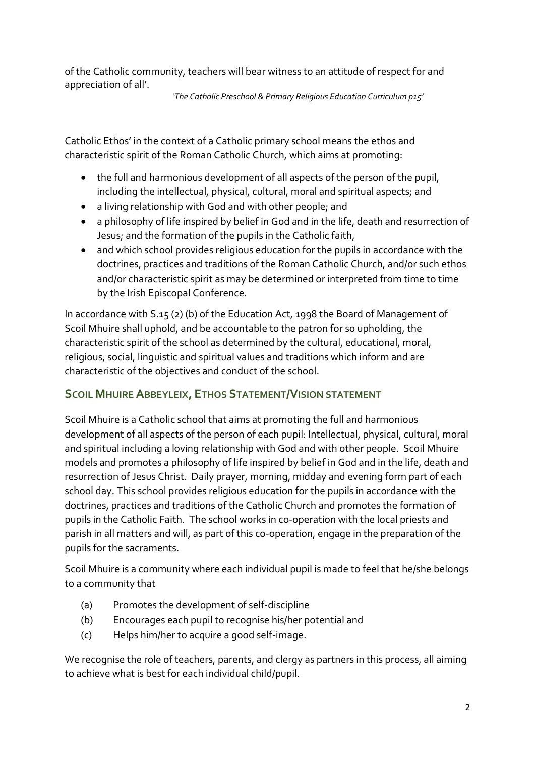of the Catholic community, teachers will bear witness to an attitude of respect for and appreciation of all'.

*'The Catholic Preschool & Primary Religious Education Curriculum p15'*

Catholic Ethos' in the context of a Catholic primary school means the ethos and characteristic spirit of the Roman Catholic Church, which aims at promoting:

- the full and harmonious development of all aspects of the person of the pupil, including the intellectual, physical, cultural, moral and spiritual aspects; and
- a living relationship with God and with other people; and
- a philosophy of life inspired by belief in God and in the life, death and resurrection of Jesus; and the formation of the pupils in the Catholic faith,
- and which school provides religious education for the pupils in accordance with the doctrines, practices and traditions of the Roman Catholic Church, and/or such ethos and/or characteristic spirit as may be determined or interpreted from time to time by the Irish Episcopal Conference.

In accordance with S.15 (2) (b) of the Education Act, 1998 the Board of Management of Scoil Mhuire shall uphold, and be accountable to the patron for so upholding, the characteristic spirit of the school as determined by the cultural, educational, moral, religious, social, linguistic and spiritual values and traditions which inform and are characteristic of the objectives and conduct of the school.

## SCOIL MHUIRE ABBEYLEIX, ETHOS STATEMENT/VISION STATEMENT

Scoil Mhuire is a Catholic school that aims at promoting the full and harmonious development of all aspects of the person of each pupil: Intellectual, physical, cultural, moral and spiritual including a loving relationship with God and with other people. Scoil Mhuire models and promotes a philosophy of life inspired by belief in God and in the life, death and resurrection of Jesus Christ. Daily prayer, morning, midday and evening form part of each school day. This school provides religious education for the pupils in accordance with the doctrines, practices and traditions of the Catholic Church and promotes the formation of pupils in the Catholic Faith. The school works in co-operation with the local priests and parish in all matters and will, as part of this co-operation, engage in the preparation of the pupils for the sacraments.

Scoil Mhuire is a community where each individual pupil is made to feel that he/she belongs to a community that

(a) Promotes the development of self-discipline
(b) Encourages each pupil to recognise his/her potential and
(c) Helps him/her to acquire a good self-image.

We recognise the role of teachers, parents, and clergy as partners in this process, all aiming to achieve what is best for each individual child/pupil.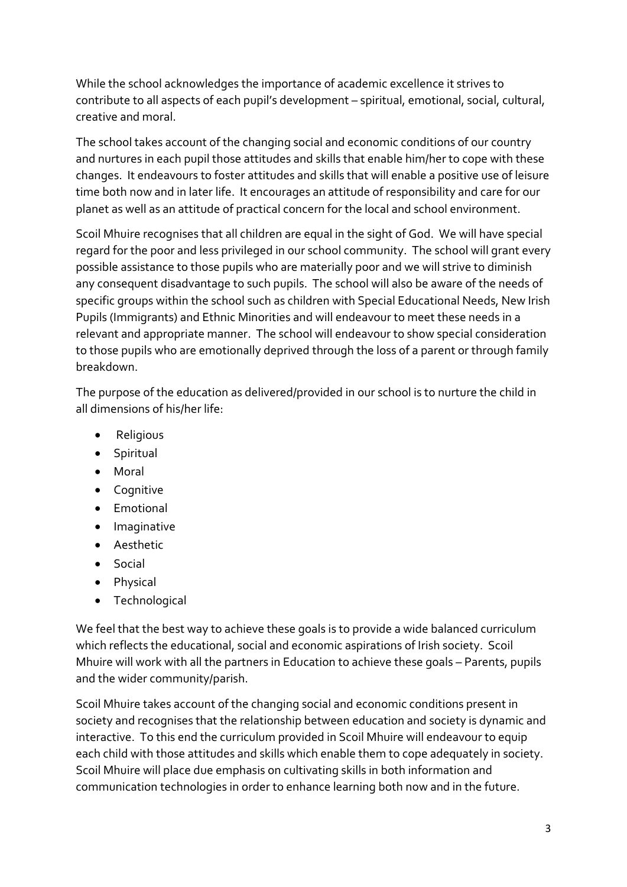While the school acknowledges the importance of academic excellence it strives to contribute to all aspects of each pupil's development – spiritual, emotional, social, cultural, creative and moral.

The school takes account of the changing social and economic conditions of our country and nurtures in each pupil those attitudes and skills that enable him/her to cope with these changes. It endeavours to foster attitudes and skills that will enable a positive use of leisure time both now and in later life. It encourages an attitude of responsibility and care for our planet as well as an attitude of practical concern for the local and school environment.

Scoil Mhuire recognises that all children are equal in the sight of God. We will have special regard for the poor and less privileged in our school community. The school will grant every possible assistance to those pupils who are materially poor and we will strive to diminish any consequent disadvantage to such pupils. The school will also be aware of the needs of specific groups within the school such as children with Special Educational Needs, New Irish Pupils (Immigrants) and Ethnic Minorities and will endeavour to meet these needs in a relevant and appropriate manner. The school will endeavour to show special consideration to those pupils who are emotionally deprived through the loss of a parent or through family breakdown.

The purpose of the education as delivered/provided in our school is to nurture the child in all dimensions of his/her life:

- Religious
- Spiritual
- Moral
- Cognitive
- Emotional
- Imaginative
- Aesthetic
- Social
- Physical
- Technological

We feel that the best way to achieve these goals is to provide a wide balanced curriculum which reflects the educational, social and economic aspirations of Irish society. Scoil Mhuire will work with all the partners in Education to achieve these goals – Parents, pupils and the wider community/parish.

Scoil Mhuire takes account of the changing social and economic conditions present in society and recognises that the relationship between education and society is dynamic and interactive. To this end the curriculum provided in Scoil Mhuire will endeavour to equip each child with those attitudes and skills which enable them to cope adequately in society. Scoil Mhuire will place due emphasis on cultivating skills in both information and communication technologies in order to enhance learning both now and in the future.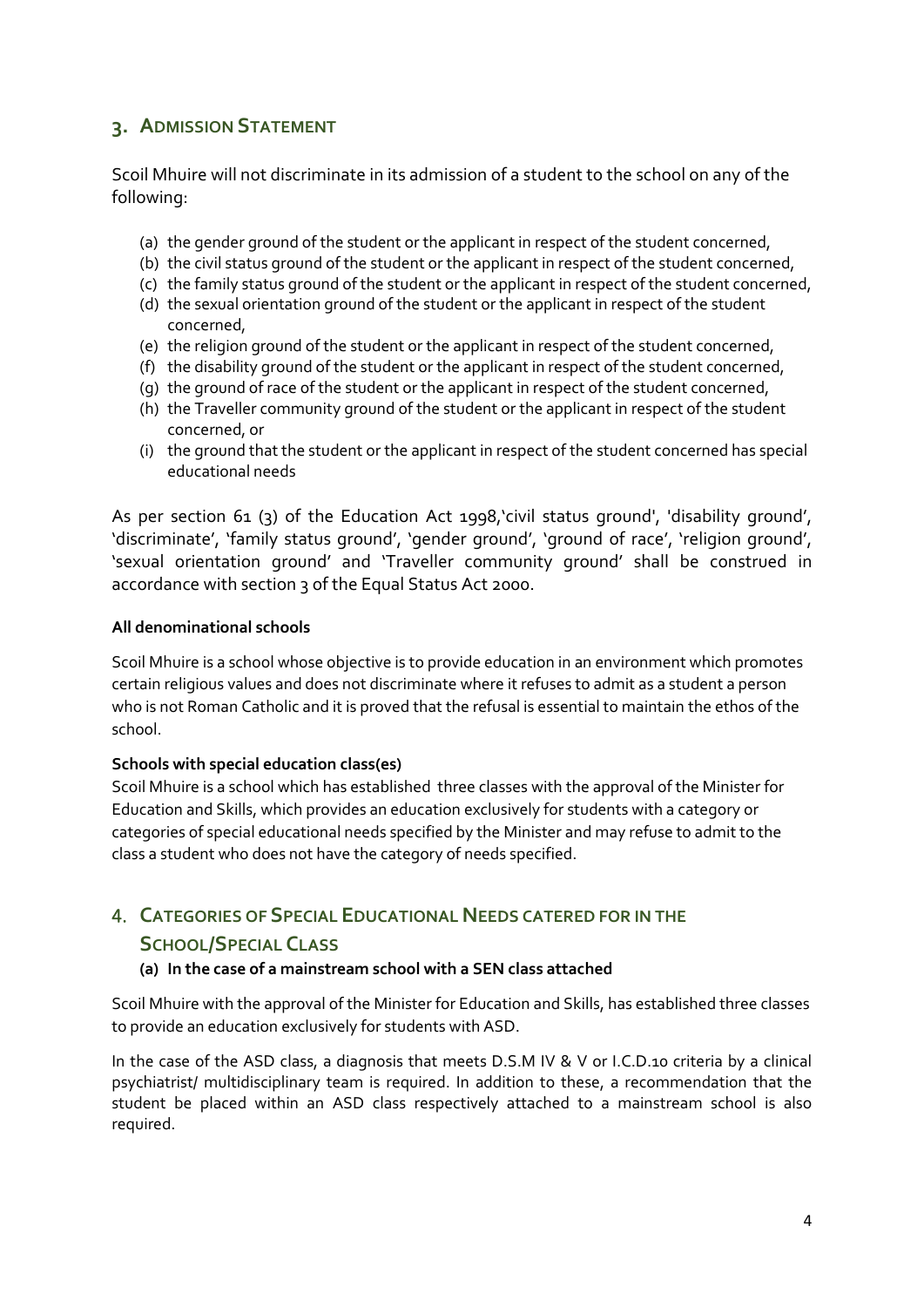## 3. Admission Statement

Scoil Mhuire will not discriminate in its admission of a student to the school on any of the following:

(a) the gender ground of the student or the applicant in respect of the student concerned,
(b) the civil status ground of the student or the applicant in respect of the student concerned,
(c) the family status ground of the student or the applicant in respect of the student concerned,
(d) the sexual orientation ground of the student or the applicant in respect of the student concerned,
(e) the religion ground of the student or the applicant in respect of the student concerned,
(f) the disability ground of the student or the applicant in respect of the student concerned,
(g) the ground of race of the student or the applicant in respect of the student concerned,
(h) the Traveller community ground of the student or the applicant in respect of the student concerned, or
(i) the ground that the student or the applicant in respect of the student concerned has special educational needs

As per section 61 (3) of the Education Act 1998,'civil status ground', 'disability ground', 'discriminate', 'family status ground', 'gender ground', 'ground of race', 'religion ground', 'sexual orientation ground' and 'Traveller community ground' shall be construed in accordance with section 3 of the Equal Status Act 2000.

**All denominational schools**

Scoil Mhuire is a school whose objective is to provide education in an environment which promotes certain religious values and does not discriminate where it refuses to admit as a student a person who is not Roman Catholic and it is proved that the refusal is essential to maintain the ethos of the school.

**Schools with special education class(es)**

Scoil Mhuire is a school which has established three classes with the approval of the Minister for Education and Skills, which provides an education exclusively for students with a category or categories of special educational needs specified by the Minister and may refuse to admit to the class a student who does not have the category of needs specified.

## 4. Categories of Special Educational Needs catered for in the School/Special Class

**(a) In the case of a mainstream school with a SEN class attached**

Scoil Mhuire with the approval of the Minister for Education and Skills, has established three classes to provide an education exclusively for students with ASD.

In the case of the ASD class, a diagnosis that meets D.S.M IV & V or I.C.D.10 criteria by a clinical psychiatrist/ multidisciplinary team is required. In addition to these, a recommendation that the student be placed within an ASD class respectively attached to a mainstream school is also required.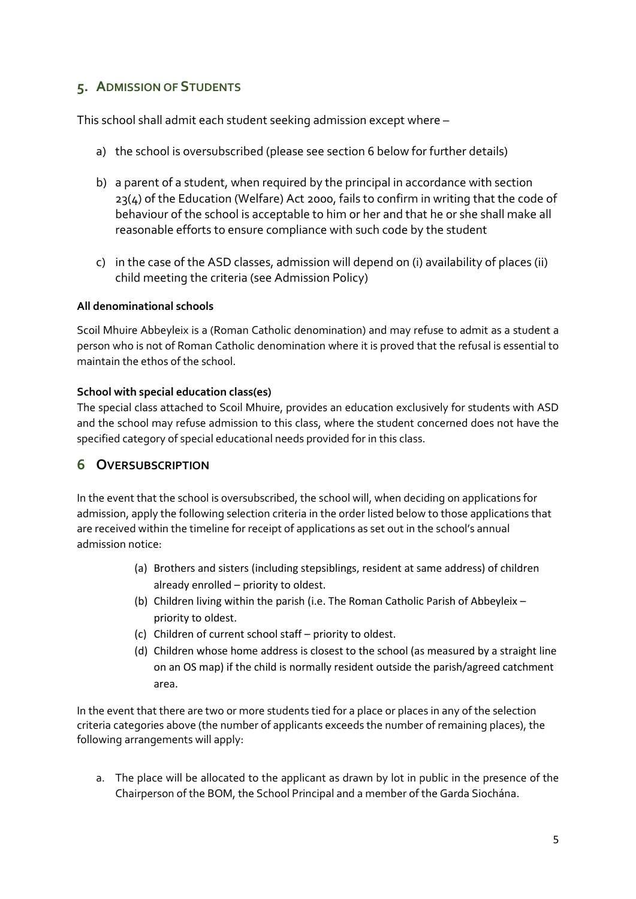## 5. Admission of Students

This school shall admit each student seeking admission except where –

a) the school is oversubscribed (please see section 6 below for further details)

b) a parent of a student, when required by the principal in accordance with section 23(4) of the Education (Welfare) Act 2000, fails to confirm in writing that the code of behaviour of the school is acceptable to him or her and that he or she shall make all reasonable efforts to ensure compliance with such code by the student

c) in the case of the ASD classes, admission will depend on (i) availability of places (ii) child meeting the criteria (see Admission Policy)

**All denominational schools**

Scoil Mhuire Abbeyleix is a (Roman Catholic denomination) and may refuse to admit as a student a person who is not of Roman Catholic denomination where it is proved that the refusal is essential to maintain the ethos of the school.

**School with special education class(es)**

The special class attached to Scoil Mhuire, provides an education exclusively for students with ASD and the school may refuse admission to this class, where the student concerned does not have the specified category of special educational needs provided for in this class.

## 6 Oversubscription

In the event that the school is oversubscribed, the school will, when deciding on applications for admission, apply the following selection criteria in the order listed below to those applications that are received within the timeline for receipt of applications as set out in the school's annual admission notice:

(a) Brothers and sisters (including stepsiblings, resident at same address) of children already enrolled – priority to oldest.
(b) Children living within the parish (i.e. The Roman Catholic Parish of Abbeyleix – priority to oldest.
(c) Children of current school staff – priority to oldest.
(d) Children whose home address is closest to the school (as measured by a straight line on an OS map) if the child is normally resident outside the parish/agreed catchment area.

In the event that there are two or more students tied for a place or places in any of the selection criteria categories above (the number of applicants exceeds the number of remaining places), the following arrangements will apply:

a. The place will be allocated to the applicant as drawn by lot in public in the presence of the Chairperson of the BOM, the School Principal and a member of the Garda Siochána.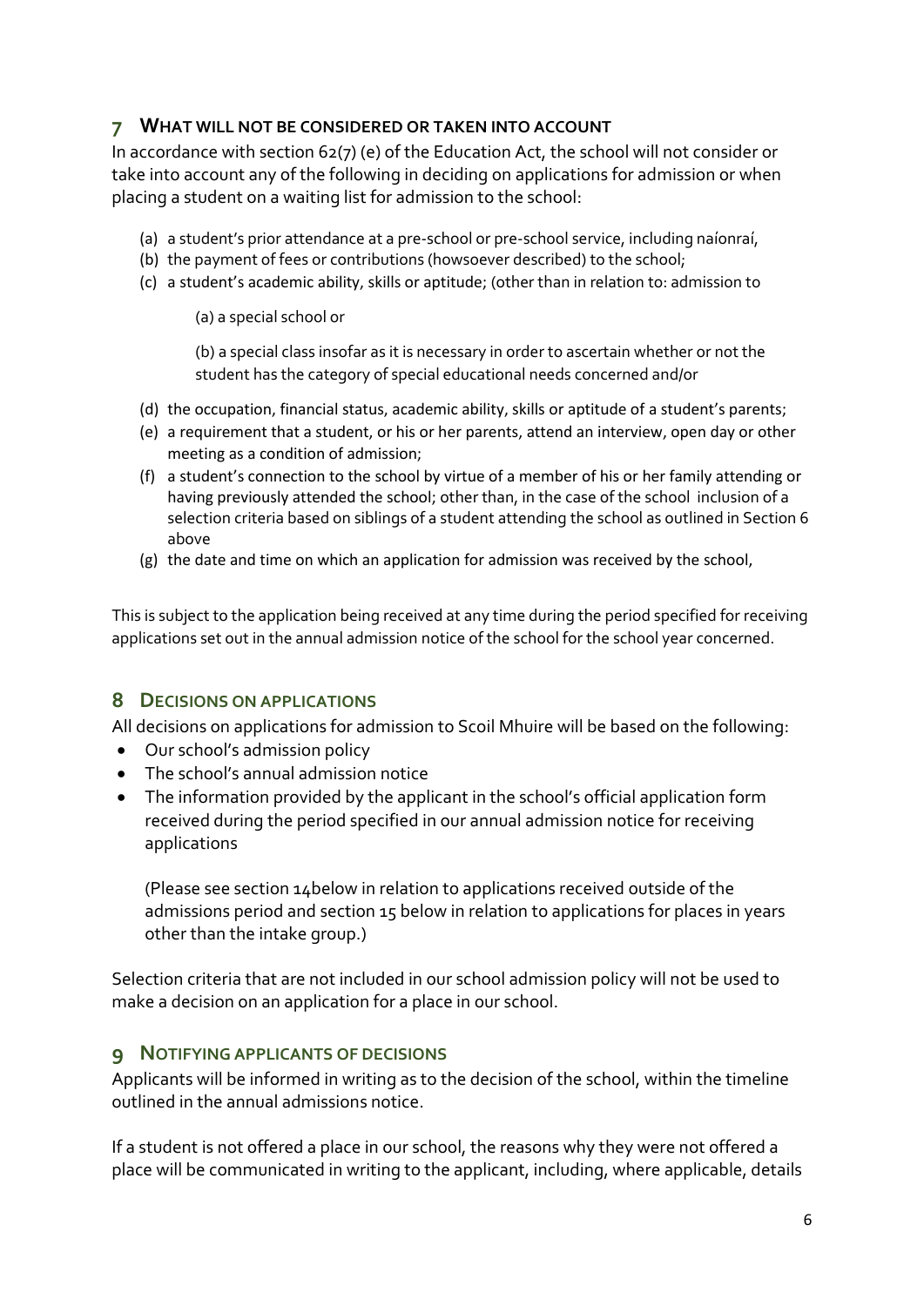## 7 WHAT WILL NOT BE CONSIDERED OR TAKEN INTO ACCOUNT

In accordance with section 62(7) (e) of the Education Act, the school will not consider or take into account any of the following in deciding on applications for admission or when placing a student on a waiting list for admission to the school:

(a) a student's prior attendance at a pre-school or pre-school service, including naíonraí,
(b) the payment of fees or contributions (howsoever described) to the school;
(c) a student's academic ability, skills or aptitude; (other than in relation to: admission to

  (a) a special school or

  (b) a special class insofar as it is necessary in order to ascertain whether or not the student has the category of special educational needs concerned and/or

(d) the occupation, financial status, academic ability, skills or aptitude of a student's parents;
(e) a requirement that a student, or his or her parents, attend an interview, open day or other meeting as a condition of admission;
(f) a student's connection to the school by virtue of a member of his or her family attending or having previously attended the school; other than, in the case of the school inclusion of a selection criteria based on siblings of a student attending the school as outlined in Section 6 above
(g) the date and time on which an application for admission was received by the school,

This is subject to the application being received at any time during the period specified for receiving applications set out in the annual admission notice of the school for the school year concerned.

## 8 DECISIONS ON APPLICATIONS

All decisions on applications for admission to Scoil Mhuire will be based on the following:

- Our school's admission policy
- The school's annual admission notice
- The information provided by the applicant in the school's official application form received during the period specified in our annual admission notice for receiving applications

  (Please see section 14below in relation to applications received outside of the admissions period and section 15 below in relation to applications for places in years other than the intake group.)

Selection criteria that are not included in our school admission policy will not be used to make a decision on an application for a place in our school.

## 9 NOTIFYING APPLICANTS OF DECISIONS

Applicants will be informed in writing as to the decision of the school, within the timeline outlined in the annual admissions notice.

If a student is not offered a place in our school, the reasons why they were not offered a place will be communicated in writing to the applicant, including, where applicable, details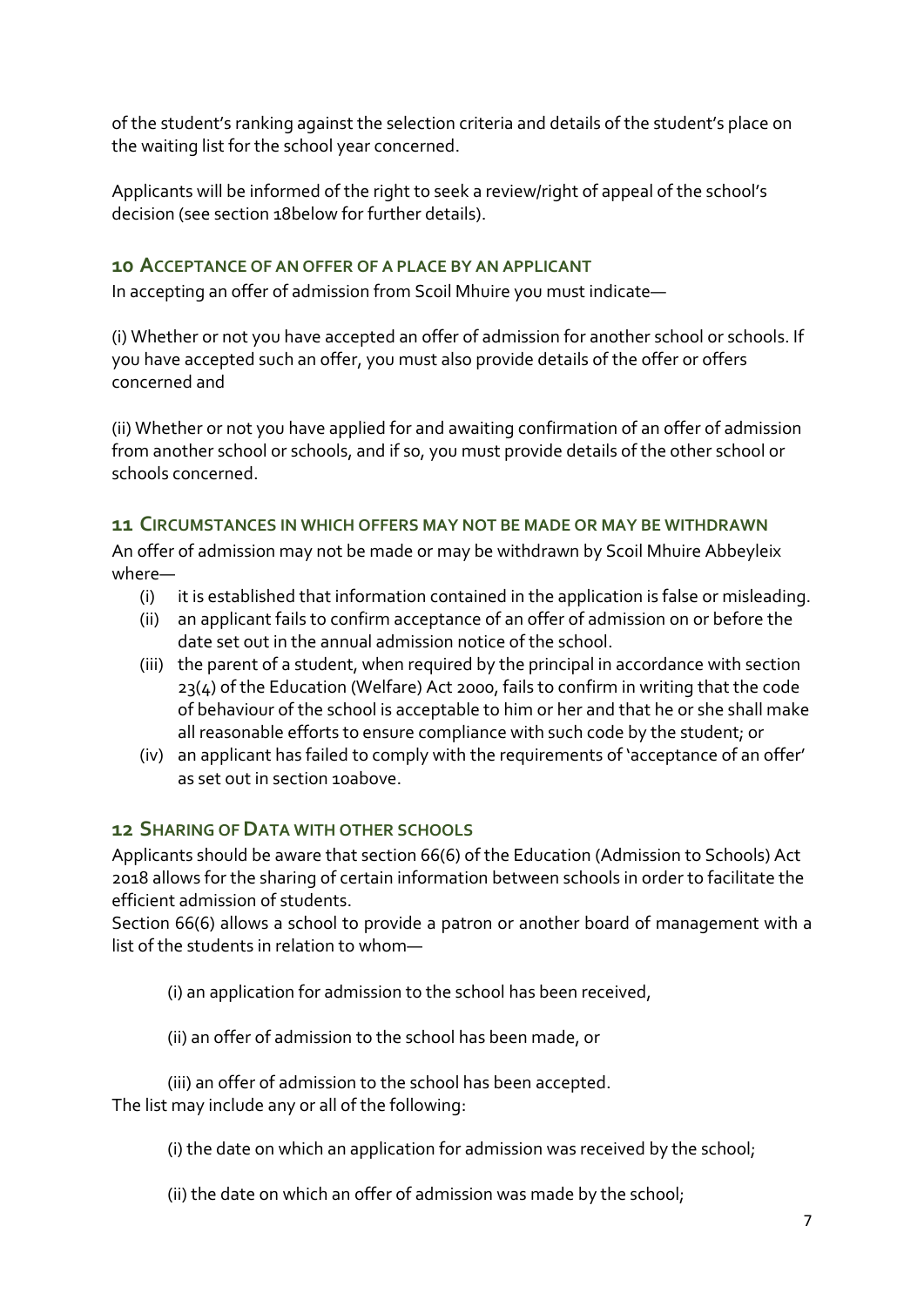of the student's ranking against the selection criteria and details of the student's place on the waiting list for the school year concerned.

Applicants will be informed of the right to seek a review/right of appeal of the school's decision (see section 18below for further details).

## 10 Acceptance of an offer of a place by an applicant

In accepting an offer of admission from Scoil Mhuire you must indicate—

(i) Whether or not you have accepted an offer of admission for another school or schools. If you have accepted such an offer, you must also provide details of the offer or offers concerned and

(ii) Whether or not you have applied for and awaiting confirmation of an offer of admission from another school or schools, and if so, you must provide details of the other school or schools concerned.

## 11 Circumstances in which offers may not be made or may be withdrawn

An offer of admission may not be made or may be withdrawn by Scoil Mhuire Abbeyleix where—

(i) it is established that information contained in the application is false or misleading.
(ii) an applicant fails to confirm acceptance of an offer of admission on or before the date set out in the annual admission notice of the school.
(iii) the parent of a student, when required by the principal in accordance with section 23(4) of the Education (Welfare) Act 2000, fails to confirm in writing that the code of behaviour of the school is acceptable to him or her and that he or she shall make all reasonable efforts to ensure compliance with such code by the student; or
(iv) an applicant has failed to comply with the requirements of 'acceptance of an offer' as set out in section 10above.

## 12 Sharing of Data with other schools

Applicants should be aware that section 66(6) of the Education (Admission to Schools) Act 2018 allows for the sharing of certain information between schools in order to facilitate the efficient admission of students.

Section 66(6) allows a school to provide a patron or another board of management with a list of the students in relation to whom—

(i) an application for admission to the school has been received,

(ii) an offer of admission to the school has been made, or

(iii) an offer of admission to the school has been accepted.

The list may include any or all of the following:

(i) the date on which an application for admission was received by the school;

(ii) the date on which an offer of admission was made by the school;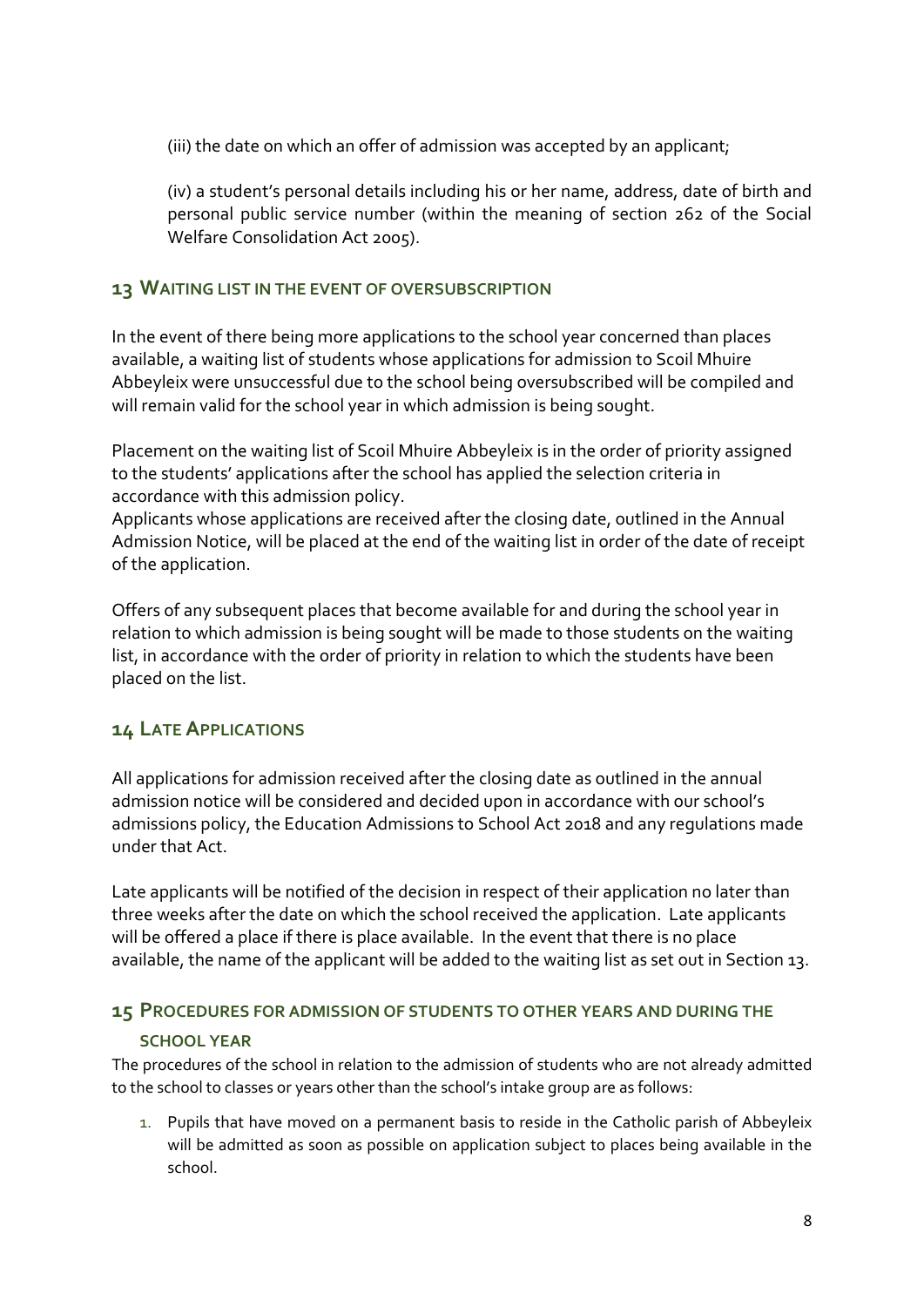(iii) the date on which an offer of admission was accepted by an applicant;

(iv) a student's personal details including his or her name, address, date of birth and personal public service number (within the meaning of section 262 of the Social Welfare Consolidation Act 2005).

## 13 Waiting list in the event of oversubscription

In the event of there being more applications to the school year concerned than places available, a waiting list of students whose applications for admission to Scoil Mhuire Abbeyleix were unsuccessful due to the school being oversubscribed will be compiled and will remain valid for the school year in which admission is being sought.

Placement on the waiting list of Scoil Mhuire Abbeyleix is in the order of priority assigned to the students' applications after the school has applied the selection criteria in accordance with this admission policy.
Applicants whose applications are received after the closing date, outlined in the Annual Admission Notice, will be placed at the end of the waiting list in order of the date of receipt of the application.

Offers of any subsequent places that become available for and during the school year in relation to which admission is being sought will be made to those students on the waiting list, in accordance with the order of priority in relation to which the students have been placed on the list.

## 14 Late Applications

All applications for admission received after the closing date as outlined in the annual admission notice will be considered and decided upon in accordance with our school's admissions policy, the Education Admissions to School Act 2018 and any regulations made under that Act.

Late applicants will be notified of the decision in respect of their application no later than three weeks after the date on which the school received the application. Late applicants will be offered a place if there is place available. In the event that there is no place available, the name of the applicant will be added to the waiting list as set out in Section 13.

## 15 Procedures for admission of students to other years and during the school year

The procedures of the school in relation to the admission of students who are not already admitted to the school to classes or years other than the school's intake group are as follows:

1. Pupils that have moved on a permanent basis to reside in the Catholic parish of Abbeyleix will be admitted as soon as possible on application subject to places being available in the school.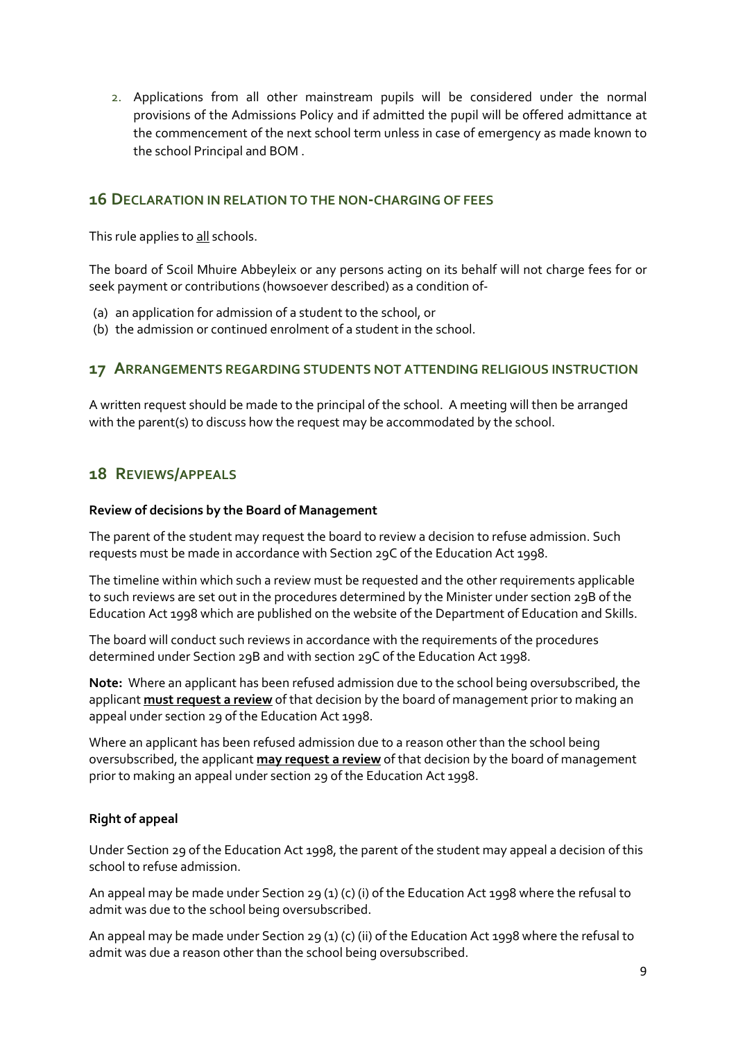2. Applications from all other mainstream pupils will be considered under the normal provisions of the Admissions Policy and if admitted the pupil will be offered admittance at the commencement of the next school term unless in case of emergency as made known to the school Principal and BOM .

## 16 Declaration in relation to the non-charging of fees

This rule applies to <u>all</u> schools.

The board of Scoil Mhuire Abbeyleix or any persons acting on its behalf will not charge fees for or seek payment or contributions (howsoever described) as a condition of-

(a) an application for admission of a student to the school, or
(b) the admission or continued enrolment of a student in the school.

## 17 Arrangements regarding students not attending religious instruction

A written request should be made to the principal of the school. A meeting will then be arranged with the parent(s) to discuss how the request may be accommodated by the school.

## 18 Reviews/appeals

**Review of decisions by the Board of Management**

The parent of the student may request the board to review a decision to refuse admission. Such requests must be made in accordance with Section 29C of the Education Act 1998.

The timeline within which such a review must be requested and the other requirements applicable to such reviews are set out in the procedures determined by the Minister under section 29B of the Education Act 1998 which are published on the website of the Department of Education and Skills.

The board will conduct such reviews in accordance with the requirements of the procedures determined under Section 29B and with section 29C of the Education Act 1998.

**Note:** Where an applicant has been refused admission due to the school being oversubscribed, the applicant **<u>must request a review</u>** of that decision by the board of management prior to making an appeal under section 29 of the Education Act 1998.

Where an applicant has been refused admission due to a reason other than the school being oversubscribed, the applicant **<u>may request a review</u>** of that decision by the board of management prior to making an appeal under section 29 of the Education Act 1998.

**Right of appeal**

Under Section 29 of the Education Act 1998, the parent of the student may appeal a decision of this school to refuse admission.

An appeal may be made under Section 29 (1) (c) (i) of the Education Act 1998 where the refusal to admit was due to the school being oversubscribed.

An appeal may be made under Section 29 (1) (c) (ii) of the Education Act 1998 where the refusal to admit was due a reason other than the school being oversubscribed.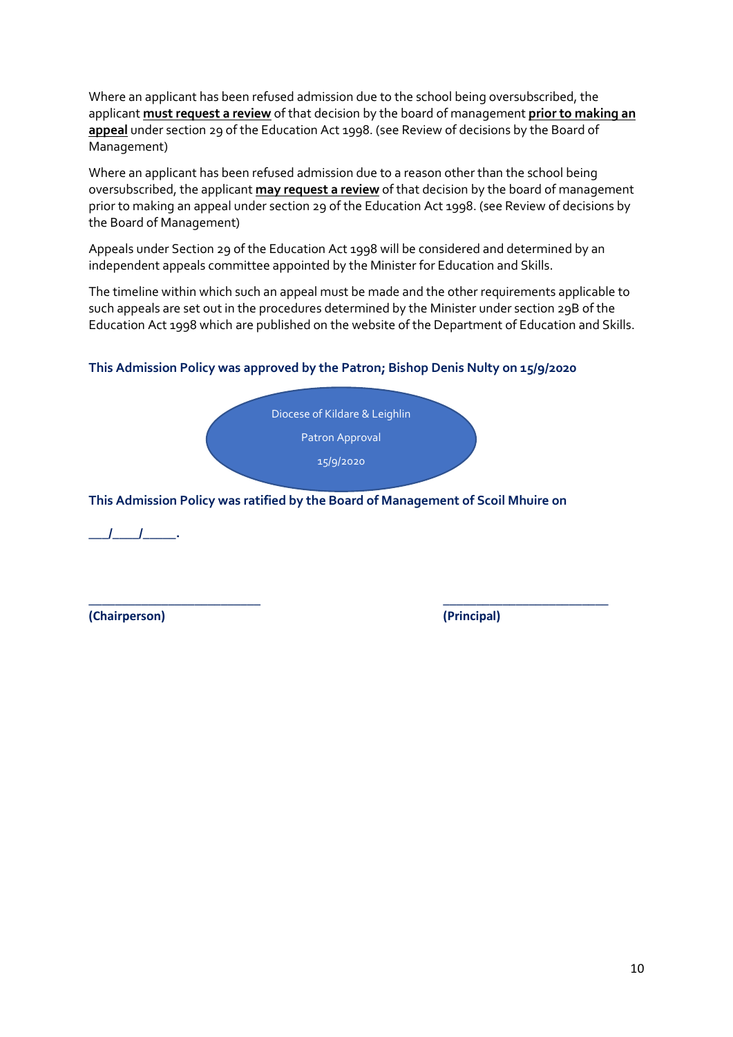Where an applicant has been refused admission due to the school being oversubscribed, the applicant **must request a review** of that decision by the board of management **prior to making an appeal** under section 29 of the Education Act 1998. (see Review of decisions by the Board of Management)

Where an applicant has been refused admission due to a reason other than the school being oversubscribed, the applicant **may request a review** of that decision by the board of management prior to making an appeal under section 29 of the Education Act 1998. (see Review of decisions by the Board of Management)

Appeals under Section 29 of the Education Act 1998 will be considered and determined by an independent appeals committee appointed by the Minister for Education and Skills.

The timeline within which such an appeal must be made and the other requirements applicable to such appeals are set out in the procedures determined by the Minister under section 29B of the Education Act 1998 which are published on the website of the Department of Education and Skills.

**This Admission Policy was approved by the Patron; Bishop Denis Nulty on 15/9/2020**

Diocese of Kildare & Leighlin

Patron Approval

15/9/2020

**This Admission Policy was ratified by the Board of Management of Scoil Mhuire on**

**___/____/_____.**

**___________________________** **___________________________**

**(Chairperson)** **(Principal)**